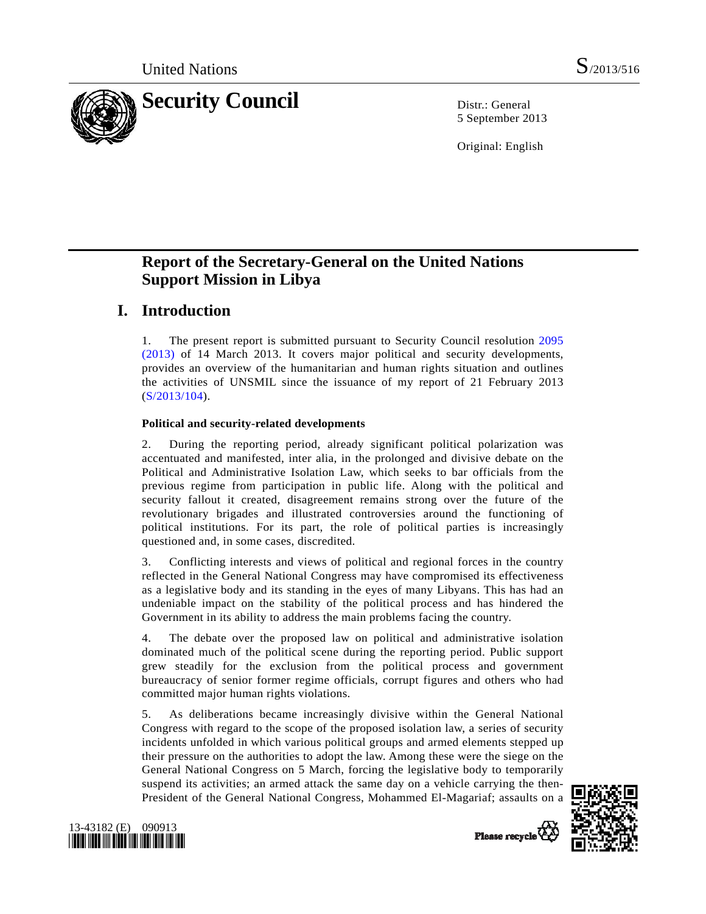United Nations S/2013/516

# Security Council

Distr.: General
5 September 2013

Original: English

## Report of the Secretary-General on the United Nations Support Mission in Libya

## I. Introduction

1. The present report is submitted pursuant to Security Council resolution 2095 (2013) of 14 March 2013. It covers major political and security developments, provides an overview of the humanitarian and human rights situation and outlines the activities of UNSMIL since the issuance of my report of 21 February 2013 (S/2013/104).

### Political and security-related developments

2. During the reporting period, already significant political polarization was accentuated and manifested, inter alia, in the prolonged and divisive debate on the Political and Administrative Isolation Law, which seeks to bar officials from the previous regime from participation in public life. Along with the political and security fallout it created, disagreement remains strong over the future of the revolutionary brigades and illustrated controversies around the functioning of political institutions. For its part, the role of political parties is increasingly questioned and, in some cases, discredited.

3. Conflicting interests and views of political and regional forces in the country reflected in the General National Congress may have compromised its effectiveness as a legislative body and its standing in the eyes of many Libyans. This has had an undeniable impact on the stability of the political process and has hindered the Government in its ability to address the main problems facing the country.

4. The debate over the proposed law on political and administrative isolation dominated much of the political scene during the reporting period. Public support grew steadily for the exclusion from the political process and government bureaucracy of senior former regime officials, corrupt figures and others who had committed major human rights violations.

5. As deliberations became increasingly divisive within the General National Congress with regard to the scope of the proposed isolation law, a series of security incidents unfolded in which various political groups and armed elements stepped up their pressure on the authorities to adopt the law. Among these were the siege on the General National Congress on 5 March, forcing the legislative body to temporarily suspend its activities; an armed attack the same day on a vehicle carrying the then-President of the General National Congress, Mohammed El-Magariaf; assaults on a

13-43182 (E) 090913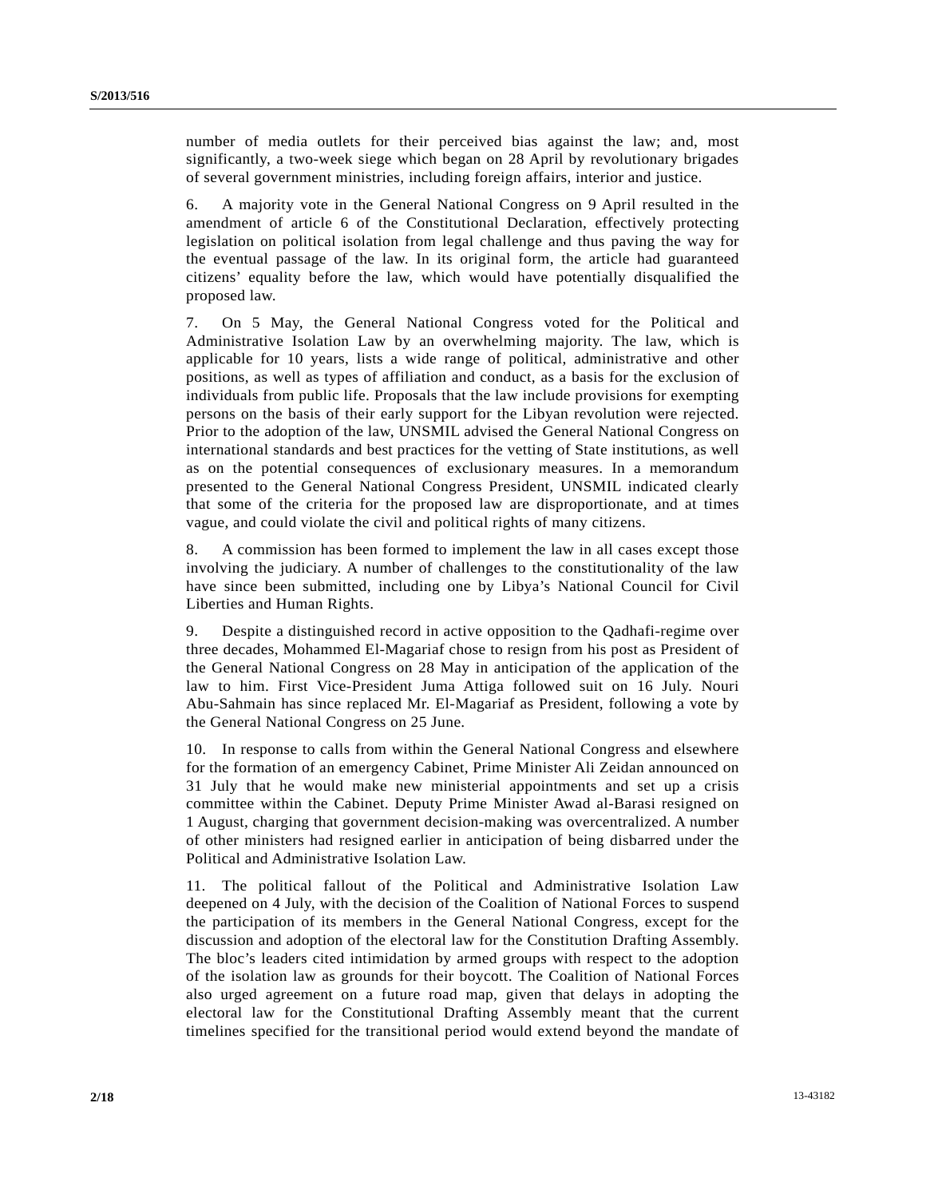number of media outlets for their perceived bias against the law; and, most significantly, a two-week siege which began on 28 April by revolutionary brigades of several government ministries, including foreign affairs, interior and justice.

6. A majority vote in the General National Congress on 9 April resulted in the amendment of article 6 of the Constitutional Declaration, effectively protecting legislation on political isolation from legal challenge and thus paving the way for the eventual passage of the law. In its original form, the article had guaranteed citizens' equality before the law, which would have potentially disqualified the proposed law.

7. On 5 May, the General National Congress voted for the Political and Administrative Isolation Law by an overwhelming majority. The law, which is applicable for 10 years, lists a wide range of political, administrative and other positions, as well as types of affiliation and conduct, as a basis for the exclusion of individuals from public life. Proposals that the law include provisions for exempting persons on the basis of their early support for the Libyan revolution were rejected. Prior to the adoption of the law, UNSMIL advised the General National Congress on international standards and best practices for the vetting of State institutions, as well as on the potential consequences of exclusionary measures. In a memorandum presented to the General National Congress President, UNSMIL indicated clearly that some of the criteria for the proposed law are disproportionate, and at times vague, and could violate the civil and political rights of many citizens.

8. A commission has been formed to implement the law in all cases except those involving the judiciary. A number of challenges to the constitutionality of the law have since been submitted, including one by Libya's National Council for Civil Liberties and Human Rights.

9. Despite a distinguished record in active opposition to the Qadhafi-regime over three decades, Mohammed El-Magariaf chose to resign from his post as President of the General National Congress on 28 May in anticipation of the application of the law to him. First Vice-President Juma Attiga followed suit on 16 July. Nouri Abu-Sahmain has since replaced Mr. El-Magariaf as President, following a vote by the General National Congress on 25 June.

10. In response to calls from within the General National Congress and elsewhere for the formation of an emergency Cabinet, Prime Minister Ali Zeidan announced on 31 July that he would make new ministerial appointments and set up a crisis committee within the Cabinet. Deputy Prime Minister Awad al-Barasi resigned on 1 August, charging that government decision-making was overcentralized. A number of other ministers had resigned earlier in anticipation of being disbarred under the Political and Administrative Isolation Law.

11. The political fallout of the Political and Administrative Isolation Law deepened on 4 July, with the decision of the Coalition of National Forces to suspend the participation of its members in the General National Congress, except for the discussion and adoption of the electoral law for the Constitution Drafting Assembly. The bloc's leaders cited intimidation by armed groups with respect to the adoption of the isolation law as grounds for their boycott. The Coalition of National Forces also urged agreement on a future road map, given that delays in adopting the electoral law for the Constitutional Drafting Assembly meant that the current timelines specified for the transitional period would extend beyond the mandate of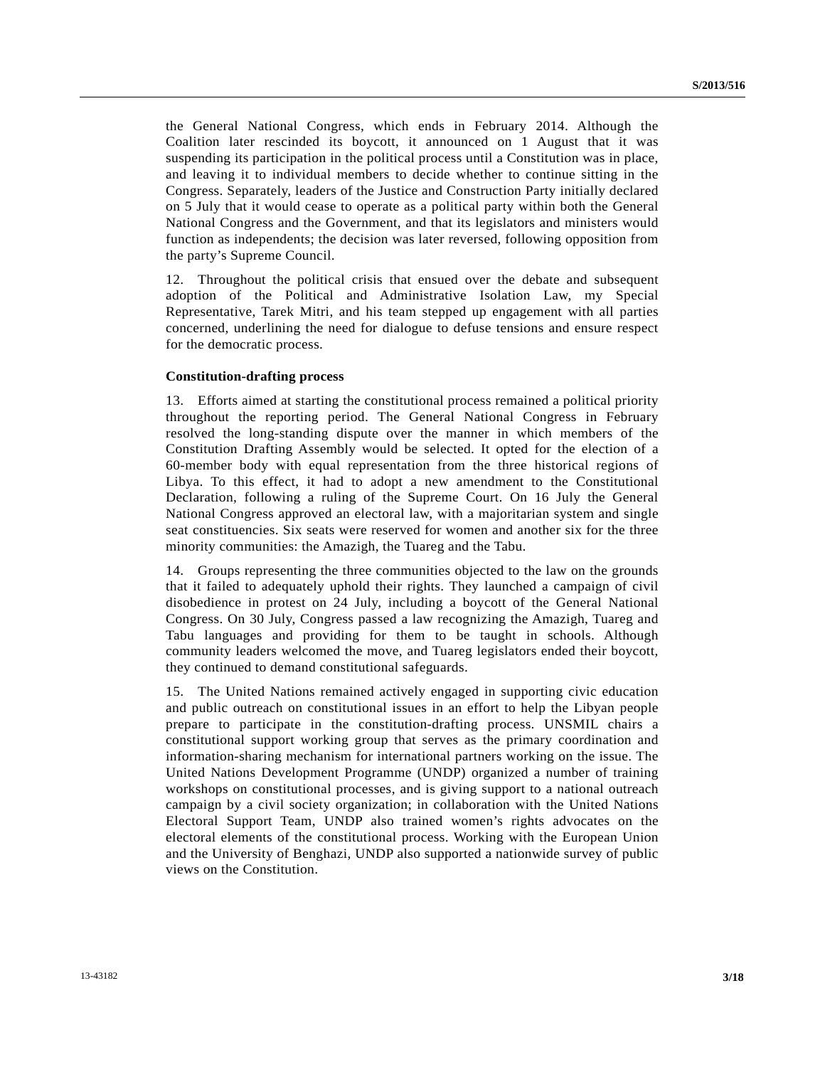the General National Congress, which ends in February 2014. Although the Coalition later rescinded its boycott, it announced on 1 August that it was suspending its participation in the political process until a Constitution was in place, and leaving it to individual members to decide whether to continue sitting in the Congress. Separately, leaders of the Justice and Construction Party initially declared on 5 July that it would cease to operate as a political party within both the General National Congress and the Government, and that its legislators and ministers would function as independents; the decision was later reversed, following opposition from the party's Supreme Council.

12. Throughout the political crisis that ensued over the debate and subsequent adoption of the Political and Administrative Isolation Law, my Special Representative, Tarek Mitri, and his team stepped up engagement with all parties concerned, underlining the need for dialogue to defuse tensions and ensure respect for the democratic process.

### Constitution-drafting process

13. Efforts aimed at starting the constitutional process remained a political priority throughout the reporting period. The General National Congress in February resolved the long-standing dispute over the manner in which members of the Constitution Drafting Assembly would be selected. It opted for the election of a 60-member body with equal representation from the three historical regions of Libya. To this effect, it had to adopt a new amendment to the Constitutional Declaration, following a ruling of the Supreme Court. On 16 July the General National Congress approved an electoral law, with a majoritarian system and single seat constituencies. Six seats were reserved for women and another six for the three minority communities: the Amazigh, the Tuareg and the Tabu.

14. Groups representing the three communities objected to the law on the grounds that it failed to adequately uphold their rights. They launched a campaign of civil disobedience in protest on 24 July, including a boycott of the General National Congress. On 30 July, Congress passed a law recognizing the Amazigh, Tuareg and Tabu languages and providing for them to be taught in schools. Although community leaders welcomed the move, and Tuareg legislators ended their boycott, they continued to demand constitutional safeguards.

15. The United Nations remained actively engaged in supporting civic education and public outreach on constitutional issues in an effort to help the Libyan people prepare to participate in the constitution-drafting process. UNSMIL chairs a constitutional support working group that serves as the primary coordination and information-sharing mechanism for international partners working on the issue. The United Nations Development Programme (UNDP) organized a number of training workshops on constitutional processes, and is giving support to a national outreach campaign by a civil society organization; in collaboration with the United Nations Electoral Support Team, UNDP also trained women's rights advocates on the electoral elements of the constitutional process. Working with the European Union and the University of Benghazi, UNDP also supported a nationwide survey of public views on the Constitution.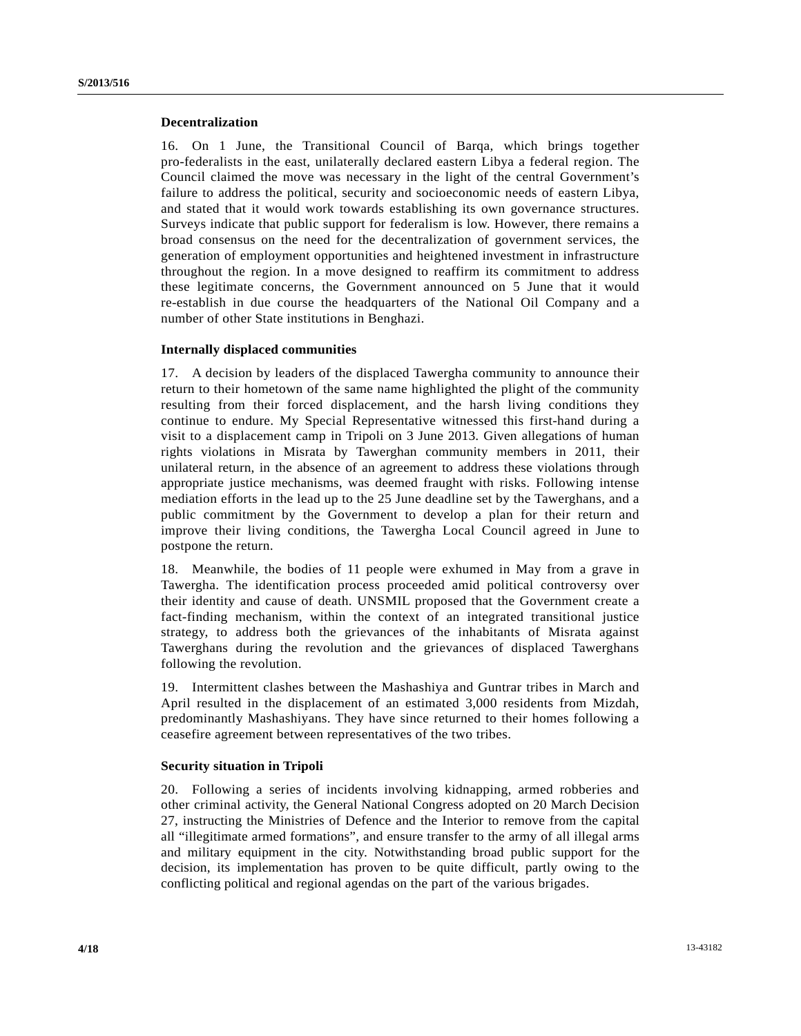**Decentralization**

16. On 1 June, the Transitional Council of Barqa, which brings together pro-federalists in the east, unilaterally declared eastern Libya a federal region. The Council claimed the move was necessary in the light of the central Government's failure to address the political, security and socioeconomic needs of eastern Libya, and stated that it would work towards establishing its own governance structures. Surveys indicate that public support for federalism is low. However, there remains a broad consensus on the need for the decentralization of government services, the generation of employment opportunities and heightened investment in infrastructure throughout the region. In a move designed to reaffirm its commitment to address these legitimate concerns, the Government announced on 5 June that it would re-establish in due course the headquarters of the National Oil Company and a number of other State institutions in Benghazi.

**Internally displaced communities**

17. A decision by leaders of the displaced Tawergha community to announce their return to their hometown of the same name highlighted the plight of the community resulting from their forced displacement, and the harsh living conditions they continue to endure. My Special Representative witnessed this first-hand during a visit to a displacement camp in Tripoli on 3 June 2013. Given allegations of human rights violations in Misrata by Tawerghan community members in 2011, their unilateral return, in the absence of an agreement to address these violations through appropriate justice mechanisms, was deemed fraught with risks. Following intense mediation efforts in the lead up to the 25 June deadline set by the Tawerghans, and a public commitment by the Government to develop a plan for their return and improve their living conditions, the Tawergha Local Council agreed in June to postpone the return.

18. Meanwhile, the bodies of 11 people were exhumed in May from a grave in Tawergha. The identification process proceeded amid political controversy over their identity and cause of death. UNSMIL proposed that the Government create a fact-finding mechanism, within the context of an integrated transitional justice strategy, to address both the grievances of the inhabitants of Misrata against Tawerghans during the revolution and the grievances of displaced Tawerghans following the revolution.

19. Intermittent clashes between the Mashashiya and Guntrar tribes in March and April resulted in the displacement of an estimated 3,000 residents from Mizdah, predominantly Mashashiyans. They have since returned to their homes following a ceasefire agreement between representatives of the two tribes.

**Security situation in Tripoli**

20. Following a series of incidents involving kidnapping, armed robberies and other criminal activity, the General National Congress adopted on 20 March Decision 27, instructing the Ministries of Defence and the Interior to remove from the capital all "illegitimate armed formations", and ensure transfer to the army of all illegal arms and military equipment in the city. Notwithstanding broad public support for the decision, its implementation has proven to be quite difficult, partly owing to the conflicting political and regional agendas on the part of the various brigades.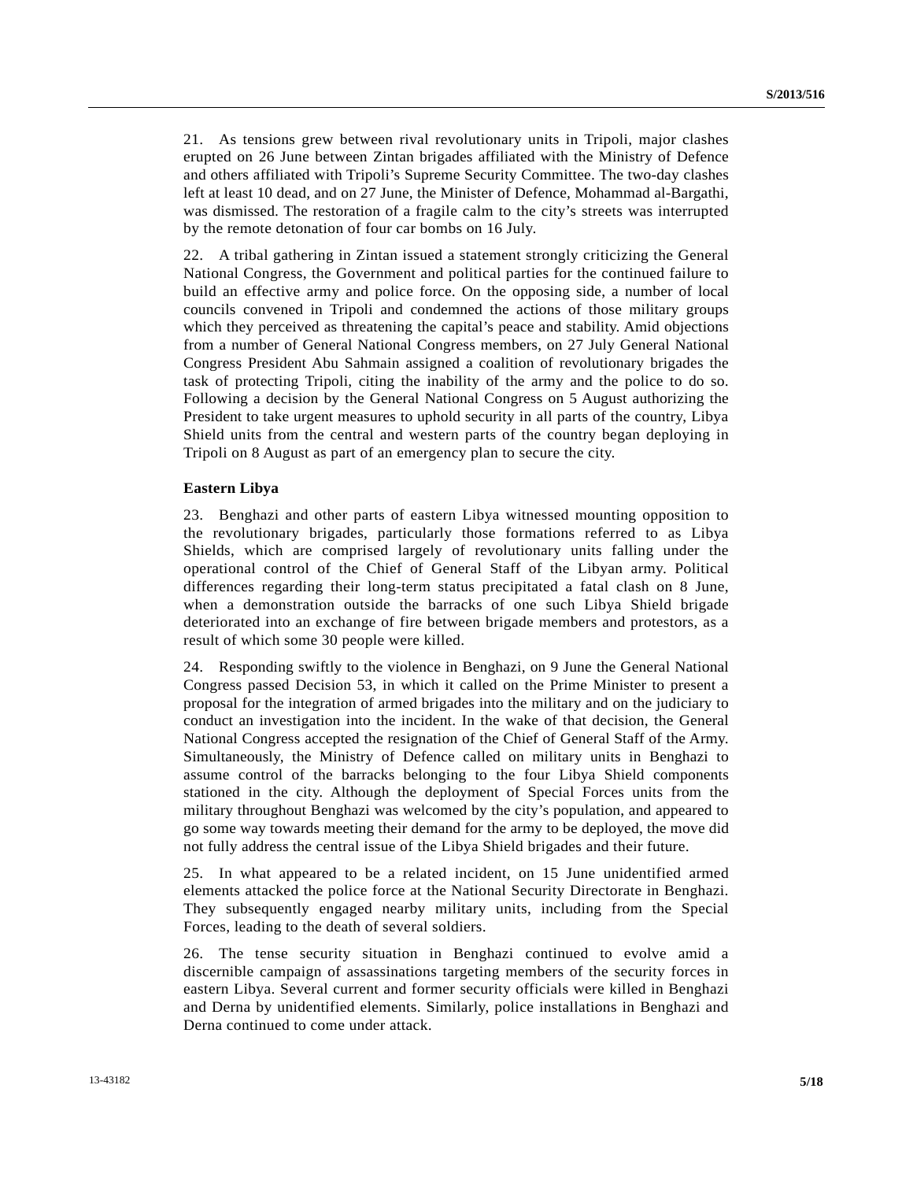21. As tensions grew between rival revolutionary units in Tripoli, major clashes erupted on 26 June between Zintan brigades affiliated with the Ministry of Defence and others affiliated with Tripoli's Supreme Security Committee. The two-day clashes left at least 10 dead, and on 27 June, the Minister of Defence, Mohammad al-Bargathi, was dismissed. The restoration of a fragile calm to the city's streets was interrupted by the remote detonation of four car bombs on 16 July.

22. A tribal gathering in Zintan issued a statement strongly criticizing the General National Congress, the Government and political parties for the continued failure to build an effective army and police force. On the opposing side, a number of local councils convened in Tripoli and condemned the actions of those military groups which they perceived as threatening the capital's peace and stability. Amid objections from a number of General National Congress members, on 27 July General National Congress President Abu Sahmain assigned a coalition of revolutionary brigades the task of protecting Tripoli, citing the inability of the army and the police to do so. Following a decision by the General National Congress on 5 August authorizing the President to take urgent measures to uphold security in all parts of the country, Libya Shield units from the central and western parts of the country began deploying in Tripoli on 8 August as part of an emergency plan to secure the city.

**Eastern Libya**

23. Benghazi and other parts of eastern Libya witnessed mounting opposition to the revolutionary brigades, particularly those formations referred to as Libya Shields, which are comprised largely of revolutionary units falling under the operational control of the Chief of General Staff of the Libyan army. Political differences regarding their long-term status precipitated a fatal clash on 8 June, when a demonstration outside the barracks of one such Libya Shield brigade deteriorated into an exchange of fire between brigade members and protestors, as a result of which some 30 people were killed.

24. Responding swiftly to the violence in Benghazi, on 9 June the General National Congress passed Decision 53, in which it called on the Prime Minister to present a proposal for the integration of armed brigades into the military and on the judiciary to conduct an investigation into the incident. In the wake of that decision, the General National Congress accepted the resignation of the Chief of General Staff of the Army. Simultaneously, the Ministry of Defence called on military units in Benghazi to assume control of the barracks belonging to the four Libya Shield components stationed in the city. Although the deployment of Special Forces units from the military throughout Benghazi was welcomed by the city's population, and appeared to go some way towards meeting their demand for the army to be deployed, the move did not fully address the central issue of the Libya Shield brigades and their future.

25. In what appeared to be a related incident, on 15 June unidentified armed elements attacked the police force at the National Security Directorate in Benghazi. They subsequently engaged nearby military units, including from the Special Forces, leading to the death of several soldiers.

26. The tense security situation in Benghazi continued to evolve amid a discernible campaign of assassinations targeting members of the security forces in eastern Libya. Several current and former security officials were killed in Benghazi and Derna by unidentified elements. Similarly, police installations in Benghazi and Derna continued to come under attack.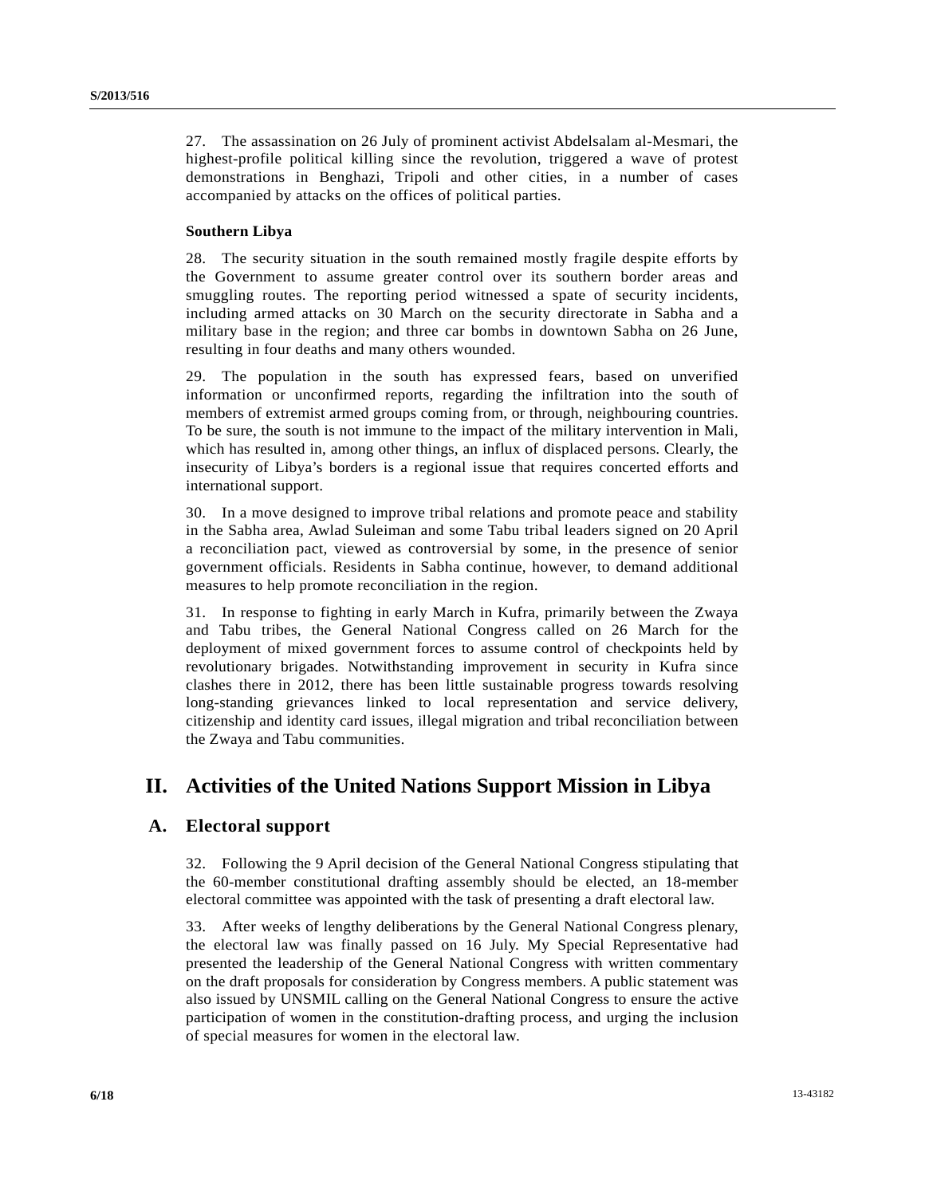27. The assassination on 26 July of prominent activist Abdelsalam al-Mesmari, the highest-profile political killing since the revolution, triggered a wave of protest demonstrations in Benghazi, Tripoli and other cities, in a number of cases accompanied by attacks on the offices of political parties.

**Southern Libya**

28. The security situation in the south remained mostly fragile despite efforts by the Government to assume greater control over its southern border areas and smuggling routes. The reporting period witnessed a spate of security incidents, including armed attacks on 30 March on the security directorate in Sabha and a military base in the region; and three car bombs in downtown Sabha on 26 June, resulting in four deaths and many others wounded.

29. The population in the south has expressed fears, based on unverified information or unconfirmed reports, regarding the infiltration into the south of members of extremist armed groups coming from, or through, neighbouring countries. To be sure, the south is not immune to the impact of the military intervention in Mali, which has resulted in, among other things, an influx of displaced persons. Clearly, the insecurity of Libya's borders is a regional issue that requires concerted efforts and international support.

30. In a move designed to improve tribal relations and promote peace and stability in the Sabha area, Awlad Suleiman and some Tabu tribal leaders signed on 20 April a reconciliation pact, viewed as controversial by some, in the presence of senior government officials. Residents in Sabha continue, however, to demand additional measures to help promote reconciliation in the region.

31. In response to fighting in early March in Kufra, primarily between the Zwaya and Tabu tribes, the General National Congress called on 26 March for the deployment of mixed government forces to assume control of checkpoints held by revolutionary brigades. Notwithstanding improvement in security in Kufra since clashes there in 2012, there has been little sustainable progress towards resolving long-standing grievances linked to local representation and service delivery, citizenship and identity card issues, illegal migration and tribal reconciliation between the Zwaya and Tabu communities.

# II. Activities of the United Nations Support Mission in Libya

## A. Electoral support

32. Following the 9 April decision of the General National Congress stipulating that the 60-member constitutional drafting assembly should be elected, an 18-member electoral committee was appointed with the task of presenting a draft electoral law.

33. After weeks of lengthy deliberations by the General National Congress plenary, the electoral law was finally passed on 16 July. My Special Representative had presented the leadership of the General National Congress with written commentary on the draft proposals for consideration by Congress members. A public statement was also issued by UNSMIL calling on the General National Congress to ensure the active participation of women in the constitution-drafting process, and urging the inclusion of special measures for women in the electoral law.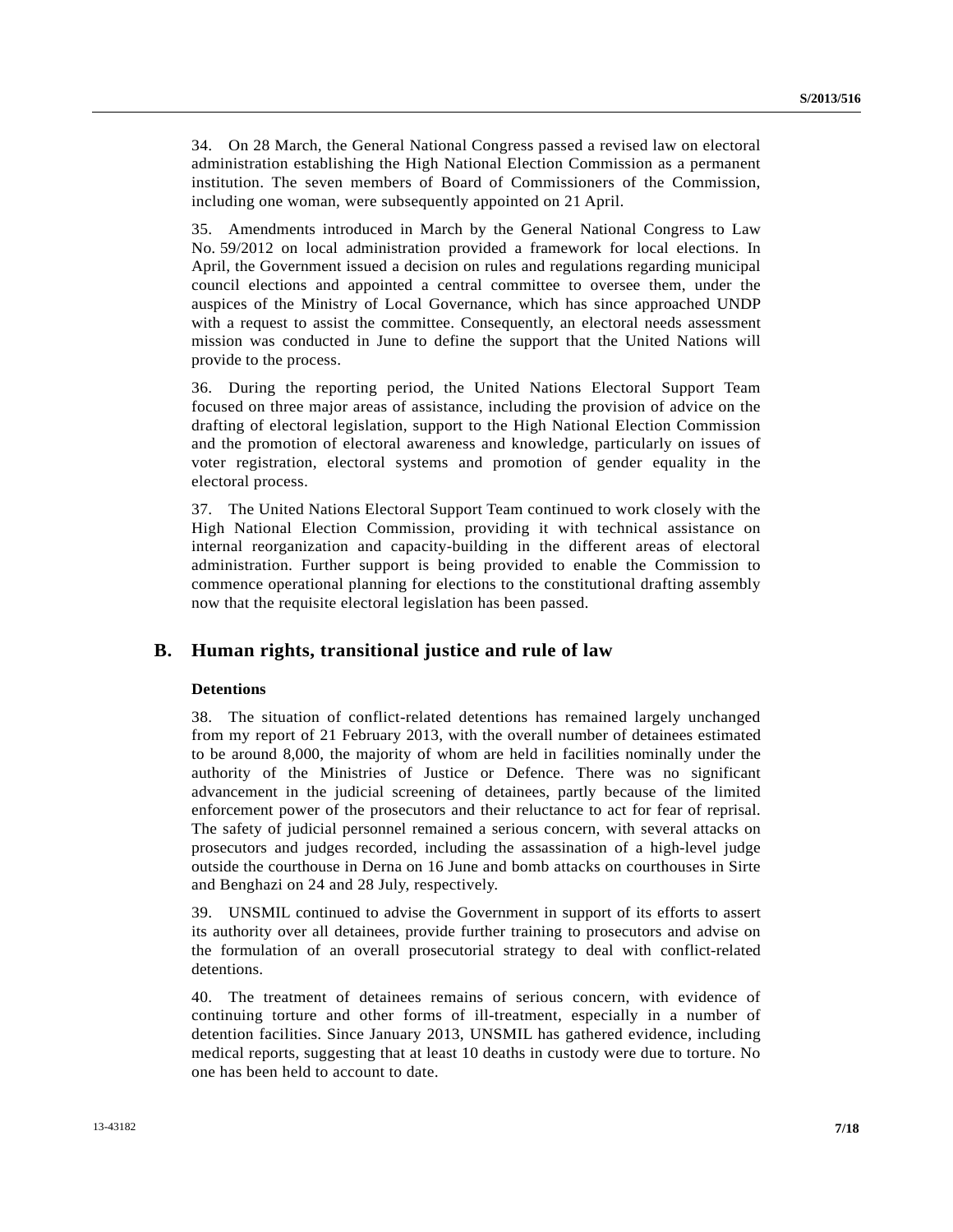34. On 28 March, the General National Congress passed a revised law on electoral administration establishing the High National Election Commission as a permanent institution. The seven members of Board of Commissioners of the Commission, including one woman, were subsequently appointed on 21 April.

35. Amendments introduced in March by the General National Congress to Law No. 59/2012 on local administration provided a framework for local elections. In April, the Government issued a decision on rules and regulations regarding municipal council elections and appointed a central committee to oversee them, under the auspices of the Ministry of Local Governance, which has since approached UNDP with a request to assist the committee. Consequently, an electoral needs assessment mission was conducted in June to define the support that the United Nations will provide to the process.

36. During the reporting period, the United Nations Electoral Support Team focused on three major areas of assistance, including the provision of advice on the drafting of electoral legislation, support to the High National Election Commission and the promotion of electoral awareness and knowledge, particularly on issues of voter registration, electoral systems and promotion of gender equality in the electoral process.

37. The United Nations Electoral Support Team continued to work closely with the High National Election Commission, providing it with technical assistance on internal reorganization and capacity-building in the different areas of electoral administration. Further support is being provided to enable the Commission to commence operational planning for elections to the constitutional drafting assembly now that the requisite electoral legislation has been passed.

## B. Human rights, transitional justice and rule of law

### Detentions

38. The situation of conflict-related detentions has remained largely unchanged from my report of 21 February 2013, with the overall number of detainees estimated to be around 8,000, the majority of whom are held in facilities nominally under the authority of the Ministries of Justice or Defence. There was no significant advancement in the judicial screening of detainees, partly because of the limited enforcement power of the prosecutors and their reluctance to act for fear of reprisal. The safety of judicial personnel remained a serious concern, with several attacks on prosecutors and judges recorded, including the assassination of a high-level judge outside the courthouse in Derna on 16 June and bomb attacks on courthouses in Sirte and Benghazi on 24 and 28 July, respectively.

39. UNSMIL continued to advise the Government in support of its efforts to assert its authority over all detainees, provide further training to prosecutors and advise on the formulation of an overall prosecutorial strategy to deal with conflict-related detentions.

40. The treatment of detainees remains of serious concern, with evidence of continuing torture and other forms of ill-treatment, especially in a number of detention facilities. Since January 2013, UNSMIL has gathered evidence, including medical reports, suggesting that at least 10 deaths in custody were due to torture. No one has been held to account to date.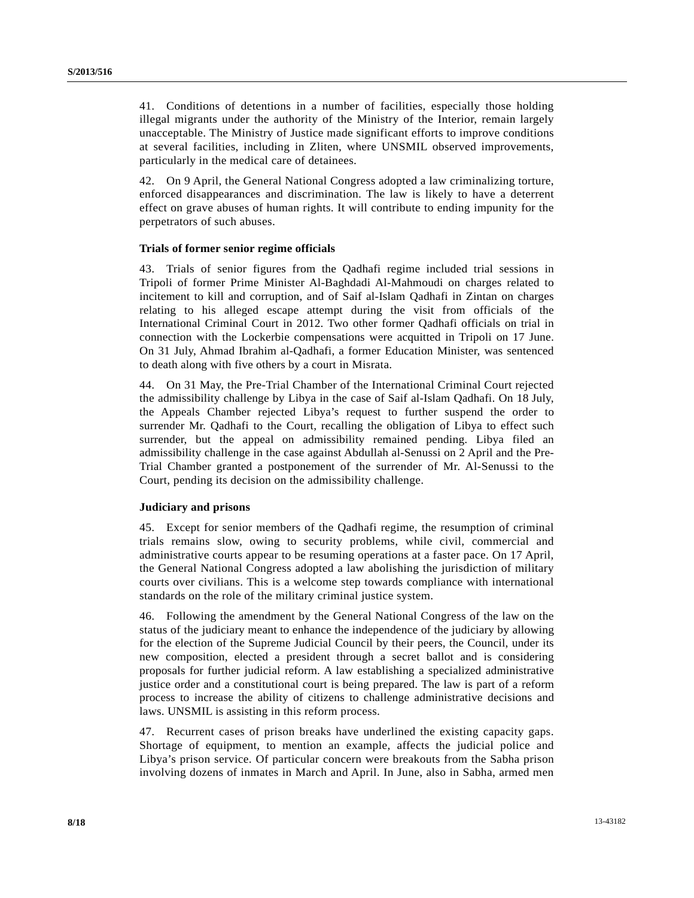41. Conditions of detentions in a number of facilities, especially those holding illegal migrants under the authority of the Ministry of the Interior, remain largely unacceptable. The Ministry of Justice made significant efforts to improve conditions at several facilities, including in Zliten, where UNSMIL observed improvements, particularly in the medical care of detainees.

42. On 9 April, the General National Congress adopted a law criminalizing torture, enforced disappearances and discrimination. The law is likely to have a deterrent effect on grave abuses of human rights. It will contribute to ending impunity for the perpetrators of such abuses.

**Trials of former senior regime officials**

43. Trials of senior figures from the Qadhafi regime included trial sessions in Tripoli of former Prime Minister Al-Baghdadi Al-Mahmoudi on charges related to incitement to kill and corruption, and of Saif al-Islam Qadhafi in Zintan on charges relating to his alleged escape attempt during the visit from officials of the International Criminal Court in 2012. Two other former Qadhafi officials on trial in connection with the Lockerbie compensations were acquitted in Tripoli on 17 June. On 31 July, Ahmad Ibrahim al-Qadhafi, a former Education Minister, was sentenced to death along with five others by a court in Misrata.

44. On 31 May, the Pre-Trial Chamber of the International Criminal Court rejected the admissibility challenge by Libya in the case of Saif al-Islam Qadhafi. On 18 July, the Appeals Chamber rejected Libya's request to further suspend the order to surrender Mr. Qadhafi to the Court, recalling the obligation of Libya to effect such surrender, but the appeal on admissibility remained pending. Libya filed an admissibility challenge in the case against Abdullah al-Senussi on 2 April and the Pre-Trial Chamber granted a postponement of the surrender of Mr. Al-Senussi to the Court, pending its decision on the admissibility challenge.

**Judiciary and prisons**

45. Except for senior members of the Qadhafi regime, the resumption of criminal trials remains slow, owing to security problems, while civil, commercial and administrative courts appear to be resuming operations at a faster pace. On 17 April, the General National Congress adopted a law abolishing the jurisdiction of military courts over civilians. This is a welcome step towards compliance with international standards on the role of the military criminal justice system.

46. Following the amendment by the General National Congress of the law on the status of the judiciary meant to enhance the independence of the judiciary by allowing for the election of the Supreme Judicial Council by their peers, the Council, under its new composition, elected a president through a secret ballot and is considering proposals for further judicial reform. A law establishing a specialized administrative justice order and a constitutional court is being prepared. The law is part of a reform process to increase the ability of citizens to challenge administrative decisions and laws. UNSMIL is assisting in this reform process.

47. Recurrent cases of prison breaks have underlined the existing capacity gaps. Shortage of equipment, to mention an example, affects the judicial police and Libya's prison service. Of particular concern were breakouts from the Sabha prison involving dozens of inmates in March and April. In June, also in Sabha, armed men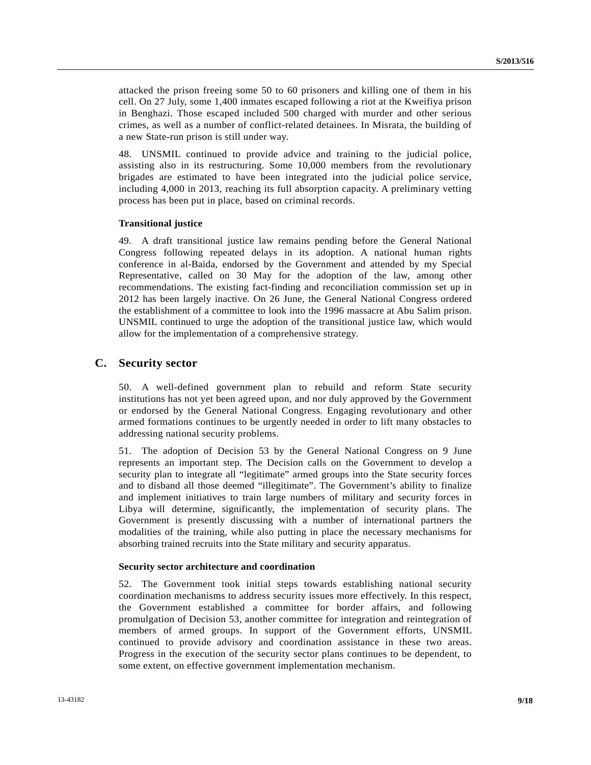attacked the prison freeing some 50 to 60 prisoners and killing one of them in his cell. On 27 July, some 1,400 inmates escaped following a riot at the Kweifiya prison in Benghazi. Those escaped included 500 charged with murder and other serious crimes, as well as a number of conflict-related detainees. In Misrata, the building of a new State-run prison is still under way.

48. UNSMIL continued to provide advice and training to the judicial police, assisting also in its restructuring. Some 10,000 members from the revolutionary brigades are estimated to have been integrated into the judicial police service, including 4,000 in 2013, reaching its full absorption capacity. A preliminary vetting process has been put in place, based on criminal records.

### Transitional justice

49. A draft transitional justice law remains pending before the General National Congress following repeated delays in its adoption. A national human rights conference in al-Baida, endorsed by the Government and attended by my Special Representative, called on 30 May for the adoption of the law, among other recommendations. The existing fact-finding and reconciliation commission set up in 2012 has been largely inactive. On 26 June, the General National Congress ordered the establishment of a committee to look into the 1996 massacre at Abu Salim prison. UNSMIL continued to urge the adoption of the transitional justice law, which would allow for the implementation of a comprehensive strategy.

## C. Security sector

50. A well-defined government plan to rebuild and reform State security institutions has not yet been agreed upon, and nor duly approved by the Government or endorsed by the General National Congress. Engaging revolutionary and other armed formations continues to be urgently needed in order to lift many obstacles to addressing national security problems.

51. The adoption of Decision 53 by the General National Congress on 9 June represents an important step. The Decision calls on the Government to develop a security plan to integrate all "legitimate" armed groups into the State security forces and to disband all those deemed "illegitimate". The Government's ability to finalize and implement initiatives to train large numbers of military and security forces in Libya will determine, significantly, the implementation of security plans. The Government is presently discussing with a number of international partners the modalities of the training, while also putting in place the necessary mechanisms for absorbing trained recruits into the State military and security apparatus.

### Security sector architecture and coordination

52. The Government took initial steps towards establishing national security coordination mechanisms to address security issues more effectively. In this respect, the Government established a committee for border affairs, and following promulgation of Decision 53, another committee for integration and reintegration of members of armed groups. In support of the Government efforts, UNSMIL continued to provide advisory and coordination assistance in these two areas. Progress in the execution of the security sector plans continues to be dependent, to some extent, on effective government implementation mechanism.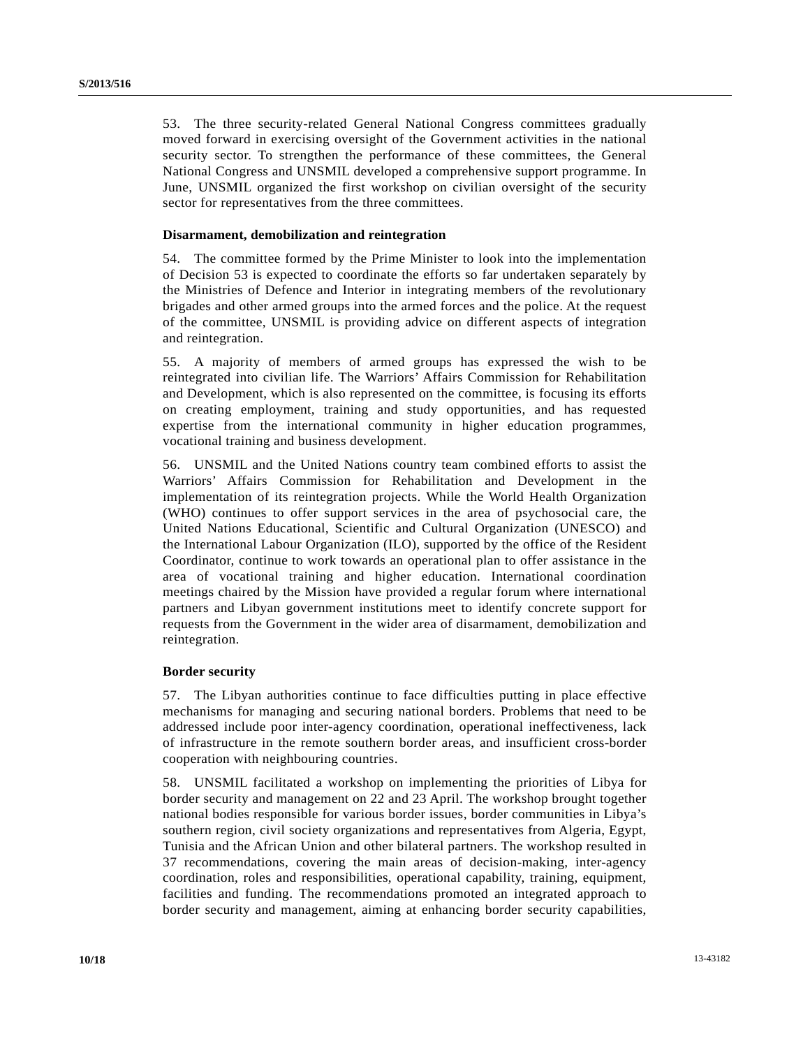53. The three security-related General National Congress committees gradually moved forward in exercising oversight of the Government activities in the national security sector. To strengthen the performance of these committees, the General National Congress and UNSMIL developed a comprehensive support programme. In June, UNSMIL organized the first workshop on civilian oversight of the security sector for representatives from the three committees.

**Disarmament, demobilization and reintegration**

54. The committee formed by the Prime Minister to look into the implementation of Decision 53 is expected to coordinate the efforts so far undertaken separately by the Ministries of Defence and Interior in integrating members of the revolutionary brigades and other armed groups into the armed forces and the police. At the request of the committee, UNSMIL is providing advice on different aspects of integration and reintegration.

55. A majority of members of armed groups has expressed the wish to be reintegrated into civilian life. The Warriors' Affairs Commission for Rehabilitation and Development, which is also represented on the committee, is focusing its efforts on creating employment, training and study opportunities, and has requested expertise from the international community in higher education programmes, vocational training and business development.

56. UNSMIL and the United Nations country team combined efforts to assist the Warriors' Affairs Commission for Rehabilitation and Development in the implementation of its reintegration projects. While the World Health Organization (WHO) continues to offer support services in the area of psychosocial care, the United Nations Educational, Scientific and Cultural Organization (UNESCO) and the International Labour Organization (ILO), supported by the office of the Resident Coordinator, continue to work towards an operational plan to offer assistance in the area of vocational training and higher education. International coordination meetings chaired by the Mission have provided a regular forum where international partners and Libyan government institutions meet to identify concrete support for requests from the Government in the wider area of disarmament, demobilization and reintegration.

**Border security**

57. The Libyan authorities continue to face difficulties putting in place effective mechanisms for managing and securing national borders. Problems that need to be addressed include poor inter-agency coordination, operational ineffectiveness, lack of infrastructure in the remote southern border areas, and insufficient cross-border cooperation with neighbouring countries.

58. UNSMIL facilitated a workshop on implementing the priorities of Libya for border security and management on 22 and 23 April. The workshop brought together national bodies responsible for various border issues, border communities in Libya's southern region, civil society organizations and representatives from Algeria, Egypt, Tunisia and the African Union and other bilateral partners. The workshop resulted in 37 recommendations, covering the main areas of decision-making, inter-agency coordination, roles and responsibilities, operational capability, training, equipment, facilities and funding. The recommendations promoted an integrated approach to border security and management, aiming at enhancing border security capabilities,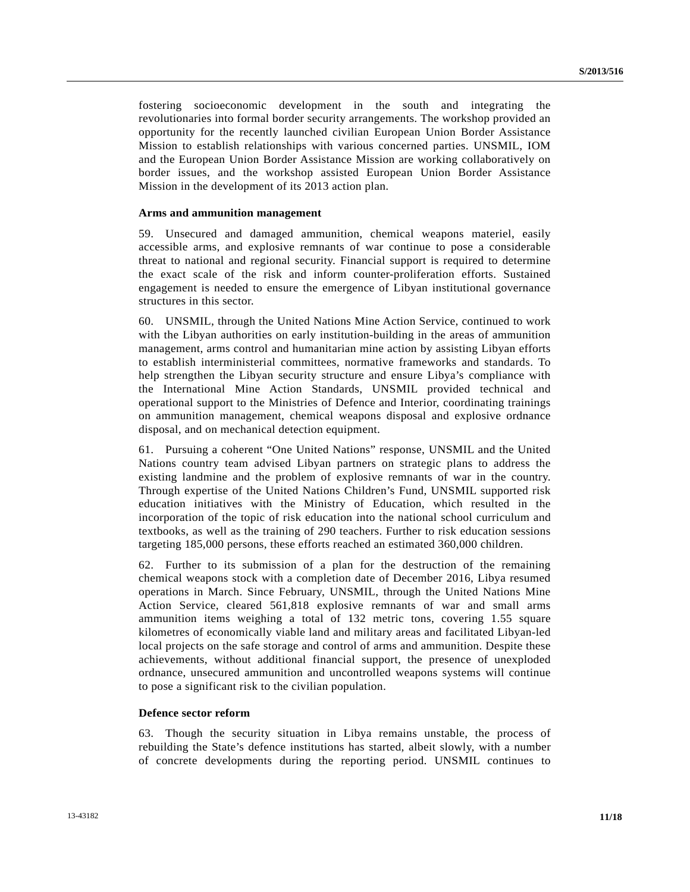fostering socioeconomic development in the south and integrating the revolutionaries into formal border security arrangements. The workshop provided an opportunity for the recently launched civilian European Union Border Assistance Mission to establish relationships with various concerned parties. UNSMIL, IOM and the European Union Border Assistance Mission are working collaboratively on border issues, and the workshop assisted European Union Border Assistance Mission in the development of its 2013 action plan.

**Arms and ammunition management**

59. Unsecured and damaged ammunition, chemical weapons materiel, easily accessible arms, and explosive remnants of war continue to pose a considerable threat to national and regional security. Financial support is required to determine the exact scale of the risk and inform counter-proliferation efforts. Sustained engagement is needed to ensure the emergence of Libyan institutional governance structures in this sector.

60. UNSMIL, through the United Nations Mine Action Service, continued to work with the Libyan authorities on early institution-building in the areas of ammunition management, arms control and humanitarian mine action by assisting Libyan efforts to establish interministerial committees, normative frameworks and standards. To help strengthen the Libyan security structure and ensure Libya's compliance with the International Mine Action Standards, UNSMIL provided technical and operational support to the Ministries of Defence and Interior, coordinating trainings on ammunition management, chemical weapons disposal and explosive ordnance disposal, and on mechanical detection equipment.

61. Pursuing a coherent "One United Nations" response, UNSMIL and the United Nations country team advised Libyan partners on strategic plans to address the existing landmine and the problem of explosive remnants of war in the country. Through expertise of the United Nations Children's Fund, UNSMIL supported risk education initiatives with the Ministry of Education, which resulted in the incorporation of the topic of risk education into the national school curriculum and textbooks, as well as the training of 290 teachers. Further to risk education sessions targeting 185,000 persons, these efforts reached an estimated 360,000 children.

62. Further to its submission of a plan for the destruction of the remaining chemical weapons stock with a completion date of December 2016, Libya resumed operations in March. Since February, UNSMIL, through the United Nations Mine Action Service, cleared 561,818 explosive remnants of war and small arms ammunition items weighing a total of 132 metric tons, covering 1.55 square kilometres of economically viable land and military areas and facilitated Libyan-led local projects on the safe storage and control of arms and ammunition. Despite these achievements, without additional financial support, the presence of unexploded ordnance, unsecured ammunition and uncontrolled weapons systems will continue to pose a significant risk to the civilian population.

**Defence sector reform**

63. Though the security situation in Libya remains unstable, the process of rebuilding the State's defence institutions has started, albeit slowly, with a number of concrete developments during the reporting period. UNSMIL continues to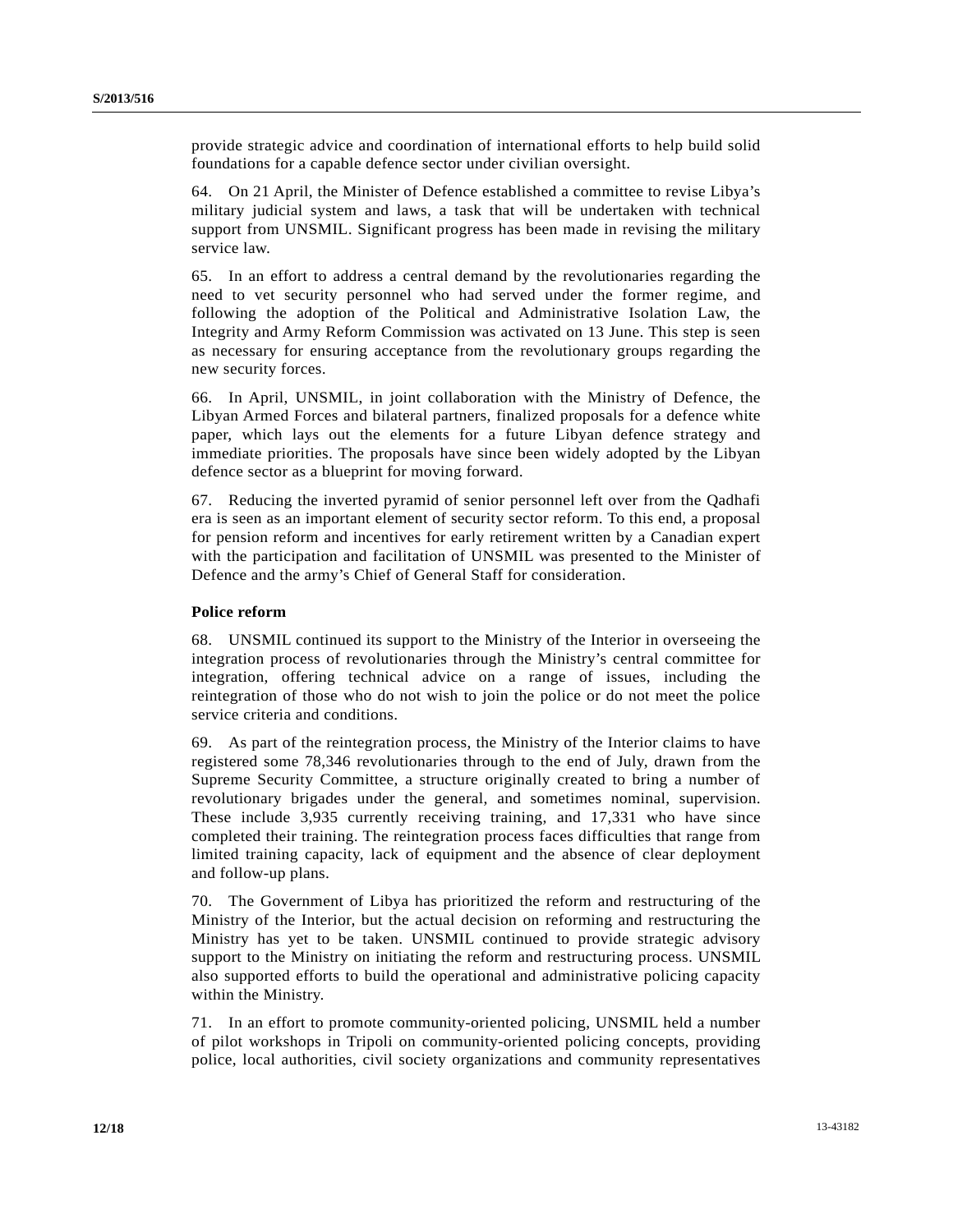provide strategic advice and coordination of international efforts to help build solid foundations for a capable defence sector under civilian oversight.

64. On 21 April, the Minister of Defence established a committee to revise Libya's military judicial system and laws, a task that will be undertaken with technical support from UNSMIL. Significant progress has been made in revising the military service law.

65. In an effort to address a central demand by the revolutionaries regarding the need to vet security personnel who had served under the former regime, and following the adoption of the Political and Administrative Isolation Law, the Integrity and Army Reform Commission was activated on 13 June. This step is seen as necessary for ensuring acceptance from the revolutionary groups regarding the new security forces.

66. In April, UNSMIL, in joint collaboration with the Ministry of Defence, the Libyan Armed Forces and bilateral partners, finalized proposals for a defence white paper, which lays out the elements for a future Libyan defence strategy and immediate priorities. The proposals have since been widely adopted by the Libyan defence sector as a blueprint for moving forward.

67. Reducing the inverted pyramid of senior personnel left over from the Qadhafi era is seen as an important element of security sector reform. To this end, a proposal for pension reform and incentives for early retirement written by a Canadian expert with the participation and facilitation of UNSMIL was presented to the Minister of Defence and the army's Chief of General Staff for consideration.

**Police reform**

68. UNSMIL continued its support to the Ministry of the Interior in overseeing the integration process of revolutionaries through the Ministry's central committee for integration, offering technical advice on a range of issues, including the reintegration of those who do not wish to join the police or do not meet the police service criteria and conditions.

69. As part of the reintegration process, the Ministry of the Interior claims to have registered some 78,346 revolutionaries through to the end of July, drawn from the Supreme Security Committee, a structure originally created to bring a number of revolutionary brigades under the general, and sometimes nominal, supervision. These include 3,935 currently receiving training, and 17,331 who have since completed their training. The reintegration process faces difficulties that range from limited training capacity, lack of equipment and the absence of clear deployment and follow-up plans.

70. The Government of Libya has prioritized the reform and restructuring of the Ministry of the Interior, but the actual decision on reforming and restructuring the Ministry has yet to be taken. UNSMIL continued to provide strategic advisory support to the Ministry on initiating the reform and restructuring process. UNSMIL also supported efforts to build the operational and administrative policing capacity within the Ministry.

71. In an effort to promote community-oriented policing, UNSMIL held a number of pilot workshops in Tripoli on community-oriented policing concepts, providing police, local authorities, civil society organizations and community representatives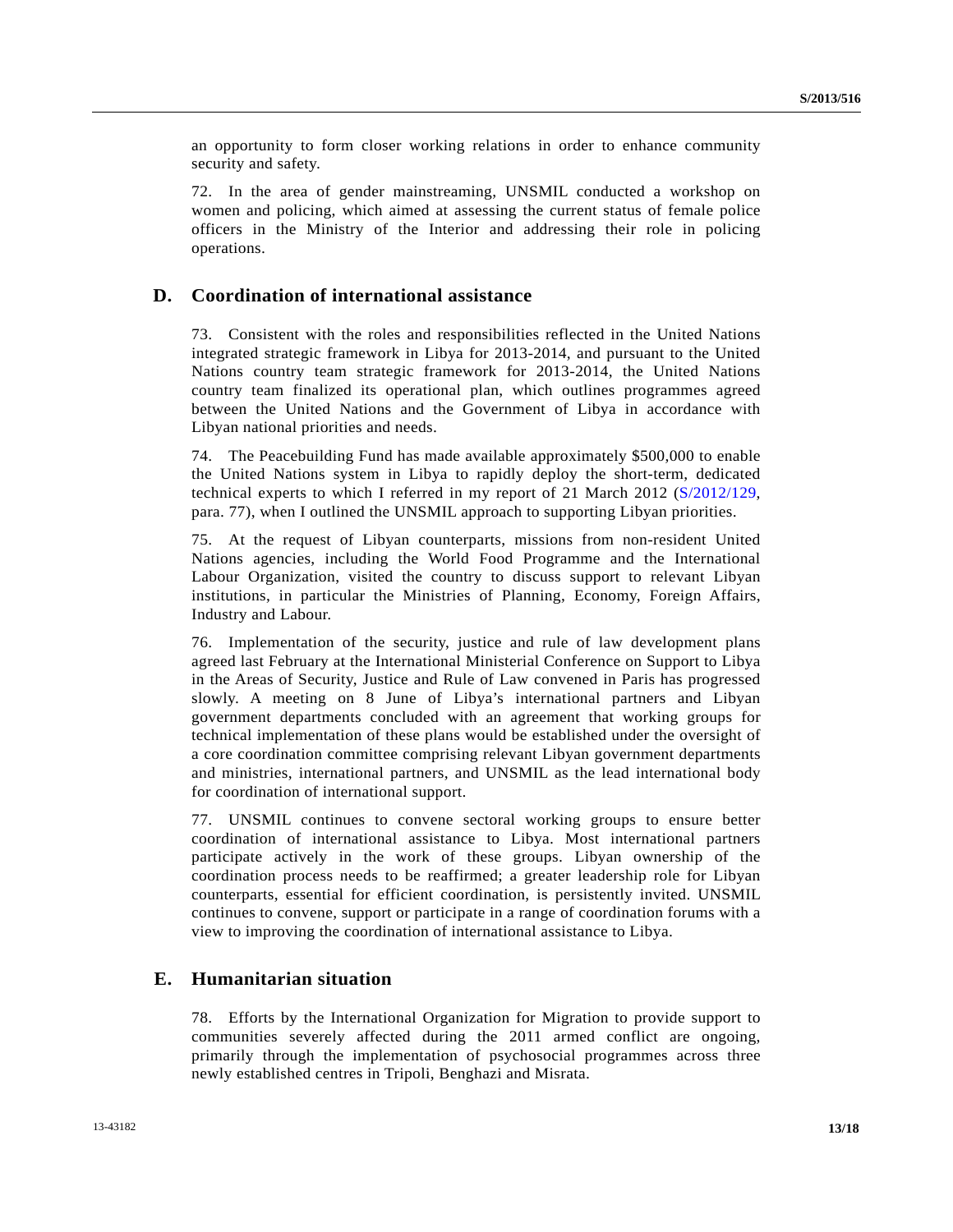an opportunity to form closer working relations in order to enhance community security and safety.

72. In the area of gender mainstreaming, UNSMIL conducted a workshop on women and policing, which aimed at assessing the current status of female police officers in the Ministry of the Interior and addressing their role in policing operations.

## D. Coordination of international assistance

73. Consistent with the roles and responsibilities reflected in the United Nations integrated strategic framework in Libya for 2013-2014, and pursuant to the United Nations country team strategic framework for 2013-2014, the United Nations country team finalized its operational plan, which outlines programmes agreed between the United Nations and the Government of Libya in accordance with Libyan national priorities and needs.

74. The Peacebuilding Fund has made available approximately $500,000 to enable the United Nations system in Libya to rapidly deploy the short-term, dedicated technical experts to which I referred in my report of 21 March 2012 (S/2012/129, para. 77), when I outlined the UNSMIL approach to supporting Libyan priorities.

75. At the request of Libyan counterparts, missions from non-resident United Nations agencies, including the World Food Programme and the International Labour Organization, visited the country to discuss support to relevant Libyan institutions, in particular the Ministries of Planning, Economy, Foreign Affairs, Industry and Labour.

76. Implementation of the security, justice and rule of law development plans agreed last February at the International Ministerial Conference on Support to Libya in the Areas of Security, Justice and Rule of Law convened in Paris has progressed slowly. A meeting on 8 June of Libya's international partners and Libyan government departments concluded with an agreement that working groups for technical implementation of these plans would be established under the oversight of a core coordination committee comprising relevant Libyan government departments and ministries, international partners, and UNSMIL as the lead international body for coordination of international support.

77. UNSMIL continues to convene sectoral working groups to ensure better coordination of international assistance to Libya. Most international partners participate actively in the work of these groups. Libyan ownership of the coordination process needs to be reaffirmed; a greater leadership role for Libyan counterparts, essential for efficient coordination, is persistently invited. UNSMIL continues to convene, support or participate in a range of coordination forums with a view to improving the coordination of international assistance to Libya.

## E. Humanitarian situation

78. Efforts by the International Organization for Migration to provide support to communities severely affected during the 2011 armed conflict are ongoing, primarily through the implementation of psychosocial programmes across three newly established centres in Tripoli, Benghazi and Misrata.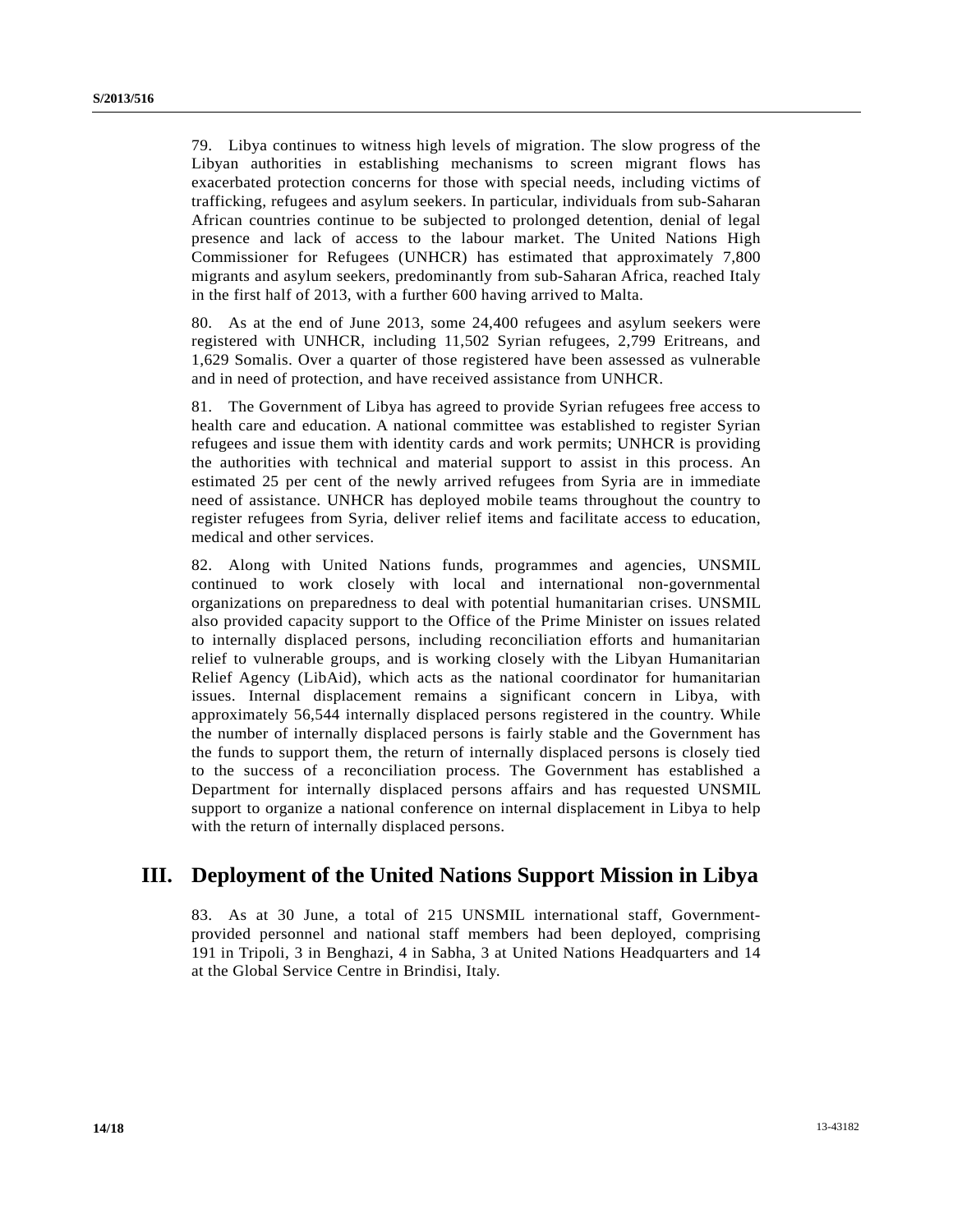79. Libya continues to witness high levels of migration. The slow progress of the Libyan authorities in establishing mechanisms to screen migrant flows has exacerbated protection concerns for those with special needs, including victims of trafficking, refugees and asylum seekers. In particular, individuals from sub-Saharan African countries continue to be subjected to prolonged detention, denial of legal presence and lack of access to the labour market. The United Nations High Commissioner for Refugees (UNHCR) has estimated that approximately 7,800 migrants and asylum seekers, predominantly from sub-Saharan Africa, reached Italy in the first half of 2013, with a further 600 having arrived to Malta.

80. As at the end of June 2013, some 24,400 refugees and asylum seekers were registered with UNHCR, including 11,502 Syrian refugees, 2,799 Eritreans, and 1,629 Somalis. Over a quarter of those registered have been assessed as vulnerable and in need of protection, and have received assistance from UNHCR.

81. The Government of Libya has agreed to provide Syrian refugees free access to health care and education. A national committee was established to register Syrian refugees and issue them with identity cards and work permits; UNHCR is providing the authorities with technical and material support to assist in this process. An estimated 25 per cent of the newly arrived refugees from Syria are in immediate need of assistance. UNHCR has deployed mobile teams throughout the country to register refugees from Syria, deliver relief items and facilitate access to education, medical and other services.

82. Along with United Nations funds, programmes and agencies, UNSMIL continued to work closely with local and international non-governmental organizations on preparedness to deal with potential humanitarian crises. UNSMIL also provided capacity support to the Office of the Prime Minister on issues related to internally displaced persons, including reconciliation efforts and humanitarian relief to vulnerable groups, and is working closely with the Libyan Humanitarian Relief Agency (LibAid), which acts as the national coordinator for humanitarian issues. Internal displacement remains a significant concern in Libya, with approximately 56,544 internally displaced persons registered in the country. While the number of internally displaced persons is fairly stable and the Government has the funds to support them, the return of internally displaced persons is closely tied to the success of a reconciliation process. The Government has established a Department for internally displaced persons affairs and has requested UNSMIL support to organize a national conference on internal displacement in Libya to help with the return of internally displaced persons.

## III. Deployment of the United Nations Support Mission in Libya

83. As at 30 June, a total of 215 UNSMIL international staff, Government-provided personnel and national staff members had been deployed, comprising 191 in Tripoli, 3 in Benghazi, 4 in Sabha, 3 at United Nations Headquarters and 14 at the Global Service Centre in Brindisi, Italy.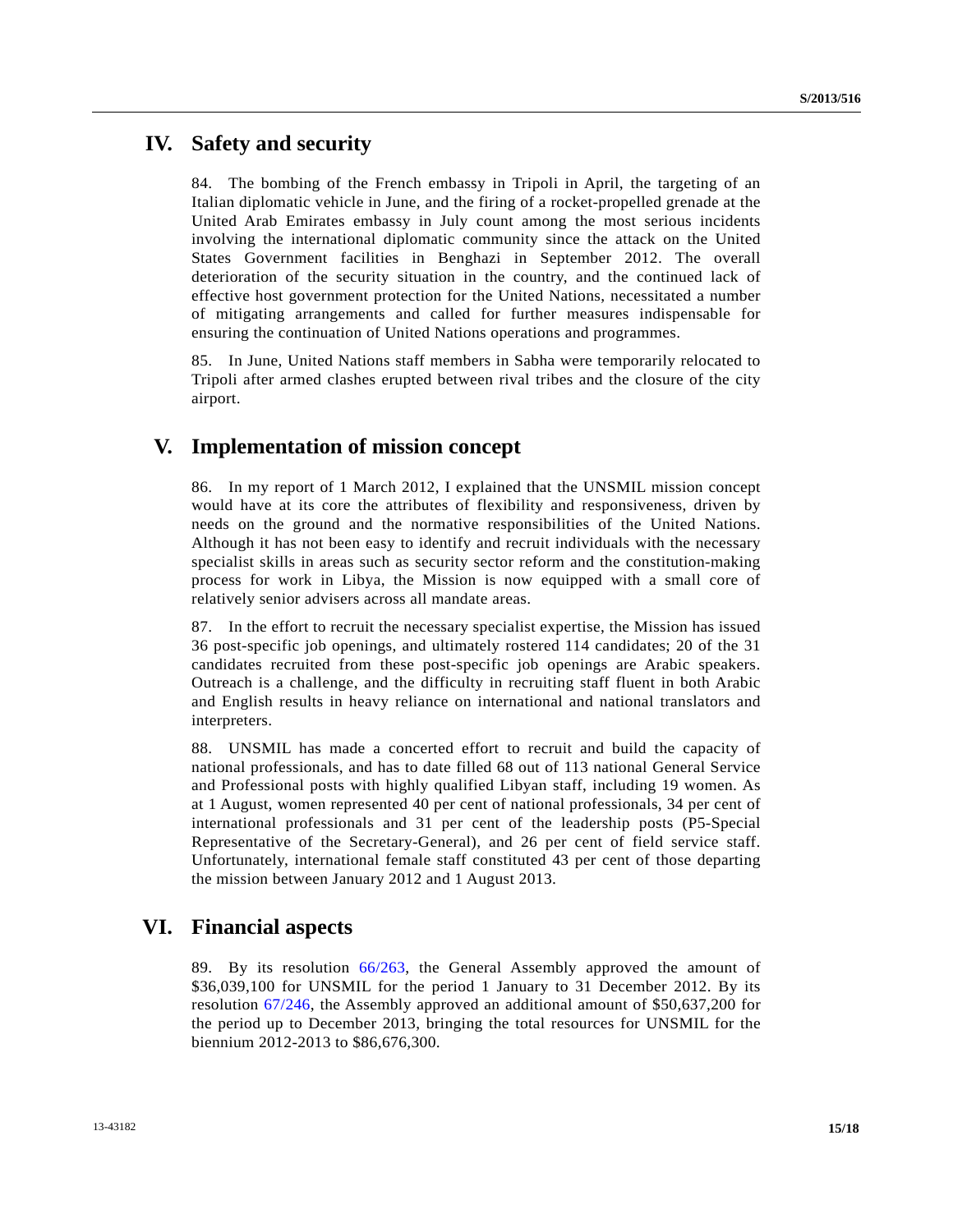## IV. Safety and security

84. The bombing of the French embassy in Tripoli in April, the targeting of an Italian diplomatic vehicle in June, and the firing of a rocket-propelled grenade at the United Arab Emirates embassy in July count among the most serious incidents involving the international diplomatic community since the attack on the United States Government facilities in Benghazi in September 2012. The overall deterioration of the security situation in the country, and the continued lack of effective host government protection for the United Nations, necessitated a number of mitigating arrangements and called for further measures indispensable for ensuring the continuation of United Nations operations and programmes.

85. In June, United Nations staff members in Sabha were temporarily relocated to Tripoli after armed clashes erupted between rival tribes and the closure of the city airport.

## V. Implementation of mission concept

86. In my report of 1 March 2012, I explained that the UNSMIL mission concept would have at its core the attributes of flexibility and responsiveness, driven by needs on the ground and the normative responsibilities of the United Nations. Although it has not been easy to identify and recruit individuals with the necessary specialist skills in areas such as security sector reform and the constitution-making process for work in Libya, the Mission is now equipped with a small core of relatively senior advisers across all mandate areas.

87. In the effort to recruit the necessary specialist expertise, the Mission has issued 36 post-specific job openings, and ultimately rostered 114 candidates; 20 of the 31 candidates recruited from these post-specific job openings are Arabic speakers. Outreach is a challenge, and the difficulty in recruiting staff fluent in both Arabic and English results in heavy reliance on international and national translators and interpreters.

88. UNSMIL has made a concerted effort to recruit and build the capacity of national professionals, and has to date filled 68 out of 113 national General Service and Professional posts with highly qualified Libyan staff, including 19 women. As at 1 August, women represented 40 per cent of national professionals, 34 per cent of international professionals and 31 per cent of the leadership posts (P5-Special Representative of the Secretary-General), and 26 per cent of field service staff. Unfortunately, international female staff constituted 43 per cent of those departing the mission between January 2012 and 1 August 2013.

## VI. Financial aspects

89. By its resolution 66/263, the General Assembly approved the amount of $36,039,100 for UNSMIL for the period 1 January to 31 December 2012. By its resolution 67/246, the Assembly approved an additional amount of $50,637,200 for the period up to December 2013, bringing the total resources for UNSMIL for the biennium 2012-2013 to $86,676,300.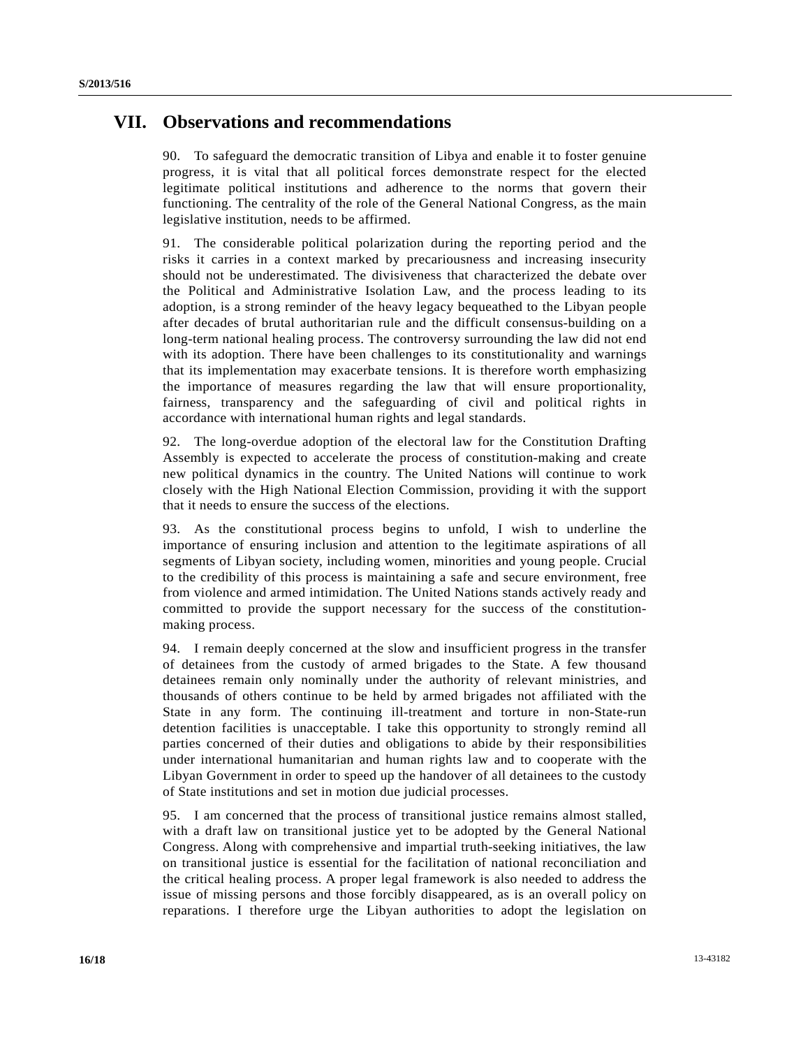## VII. Observations and recommendations

90. To safeguard the democratic transition of Libya and enable it to foster genuine progress, it is vital that all political forces demonstrate respect for the elected legitimate political institutions and adherence to the norms that govern their functioning. The centrality of the role of the General National Congress, as the main legislative institution, needs to be affirmed.

91. The considerable political polarization during the reporting period and the risks it carries in a context marked by precariousness and increasing insecurity should not be underestimated. The divisiveness that characterized the debate over the Political and Administrative Isolation Law, and the process leading to its adoption, is a strong reminder of the heavy legacy bequeathed to the Libyan people after decades of brutal authoritarian rule and the difficult consensus-building on a long-term national healing process. The controversy surrounding the law did not end with its adoption. There have been challenges to its constitutionality and warnings that its implementation may exacerbate tensions. It is therefore worth emphasizing the importance of measures regarding the law that will ensure proportionality, fairness, transparency and the safeguarding of civil and political rights in accordance with international human rights and legal standards.

92. The long-overdue adoption of the electoral law for the Constitution Drafting Assembly is expected to accelerate the process of constitution-making and create new political dynamics in the country. The United Nations will continue to work closely with the High National Election Commission, providing it with the support that it needs to ensure the success of the elections.

93. As the constitutional process begins to unfold, I wish to underline the importance of ensuring inclusion and attention to the legitimate aspirations of all segments of Libyan society, including women, minorities and young people. Crucial to the credibility of this process is maintaining a safe and secure environment, free from violence and armed intimidation. The United Nations stands actively ready and committed to provide the support necessary for the success of the constitution-making process.

94. I remain deeply concerned at the slow and insufficient progress in the transfer of detainees from the custody of armed brigades to the State. A few thousand detainees remain only nominally under the authority of relevant ministries, and thousands of others continue to be held by armed brigades not affiliated with the State in any form. The continuing ill-treatment and torture in non-State-run detention facilities is unacceptable. I take this opportunity to strongly remind all parties concerned of their duties and obligations to abide by their responsibilities under international humanitarian and human rights law and to cooperate with the Libyan Government in order to speed up the handover of all detainees to the custody of State institutions and set in motion due judicial processes.

95. I am concerned that the process of transitional justice remains almost stalled, with a draft law on transitional justice yet to be adopted by the General National Congress. Along with comprehensive and impartial truth-seeking initiatives, the law on transitional justice is essential for the facilitation of national reconciliation and the critical healing process. A proper legal framework is also needed to address the issue of missing persons and those forcibly disappeared, as is an overall policy on reparations. I therefore urge the Libyan authorities to adopt the legislation on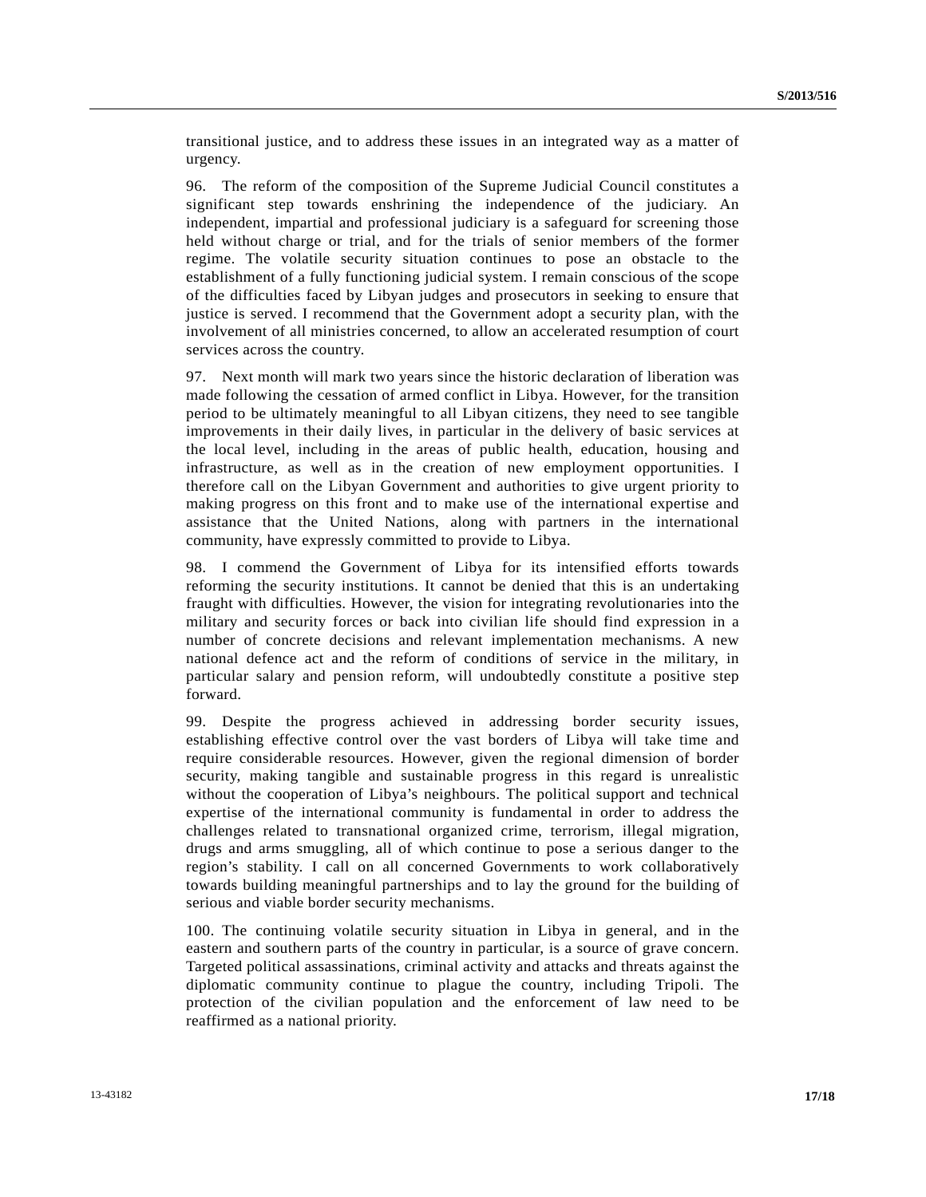transitional justice, and to address these issues in an integrated way as a matter of urgency.

96. The reform of the composition of the Supreme Judicial Council constitutes a significant step towards enshrining the independence of the judiciary. An independent, impartial and professional judiciary is a safeguard for screening those held without charge or trial, and for the trials of senior members of the former regime. The volatile security situation continues to pose an obstacle to the establishment of a fully functioning judicial system. I remain conscious of the scope of the difficulties faced by Libyan judges and prosecutors in seeking to ensure that justice is served. I recommend that the Government adopt a security plan, with the involvement of all ministries concerned, to allow an accelerated resumption of court services across the country.

97. Next month will mark two years since the historic declaration of liberation was made following the cessation of armed conflict in Libya. However, for the transition period to be ultimately meaningful to all Libyan citizens, they need to see tangible improvements in their daily lives, in particular in the delivery of basic services at the local level, including in the areas of public health, education, housing and infrastructure, as well as in the creation of new employment opportunities. I therefore call on the Libyan Government and authorities to give urgent priority to making progress on this front and to make use of the international expertise and assistance that the United Nations, along with partners in the international community, have expressly committed to provide to Libya.

98. I commend the Government of Libya for its intensified efforts towards reforming the security institutions. It cannot be denied that this is an undertaking fraught with difficulties. However, the vision for integrating revolutionaries into the military and security forces or back into civilian life should find expression in a number of concrete decisions and relevant implementation mechanisms. A new national defence act and the reform of conditions of service in the military, in particular salary and pension reform, will undoubtedly constitute a positive step forward.

99. Despite the progress achieved in addressing border security issues, establishing effective control over the vast borders of Libya will take time and require considerable resources. However, given the regional dimension of border security, making tangible and sustainable progress in this regard is unrealistic without the cooperation of Libya's neighbours. The political support and technical expertise of the international community is fundamental in order to address the challenges related to transnational organized crime, terrorism, illegal migration, drugs and arms smuggling, all of which continue to pose a serious danger to the region's stability. I call on all concerned Governments to work collaboratively towards building meaningful partnerships and to lay the ground for the building of serious and viable border security mechanisms.

100. The continuing volatile security situation in Libya in general, and in the eastern and southern parts of the country in particular, is a source of grave concern. Targeted political assassinations, criminal activity and attacks and threats against the diplomatic community continue to plague the country, including Tripoli. The protection of the civilian population and the enforcement of law need to be reaffirmed as a national priority.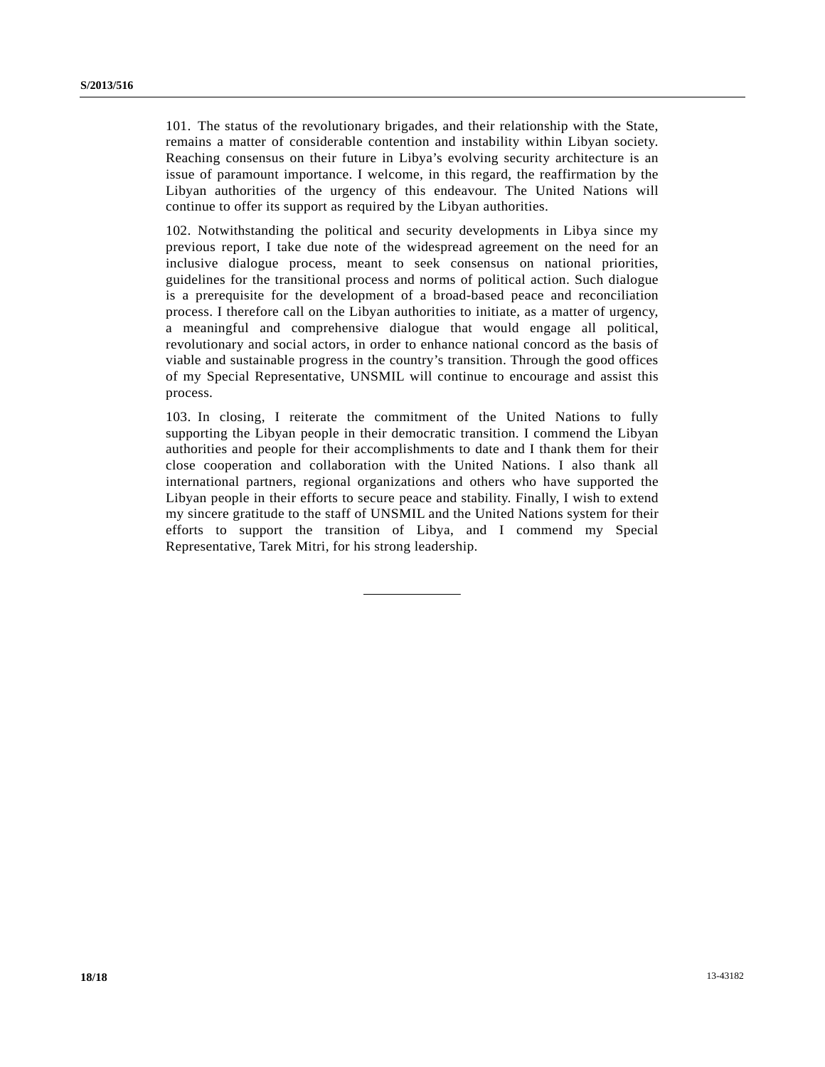101. The status of the revolutionary brigades, and their relationship with the State, remains a matter of considerable contention and instability within Libyan society. Reaching consensus on their future in Libya's evolving security architecture is an issue of paramount importance. I welcome, in this regard, the reaffirmation by the Libyan authorities of the urgency of this endeavour. The United Nations will continue to offer its support as required by the Libyan authorities.

102. Notwithstanding the political and security developments in Libya since my previous report, I take due note of the widespread agreement on the need for an inclusive dialogue process, meant to seek consensus on national priorities, guidelines for the transitional process and norms of political action. Such dialogue is a prerequisite for the development of a broad-based peace and reconciliation process. I therefore call on the Libyan authorities to initiate, as a matter of urgency, a meaningful and comprehensive dialogue that would engage all political, revolutionary and social actors, in order to enhance national concord as the basis of viable and sustainable progress in the country's transition. Through the good offices of my Special Representative, UNSMIL will continue to encourage and assist this process.

103. In closing, I reiterate the commitment of the United Nations to fully supporting the Libyan people in their democratic transition. I commend the Libyan authorities and people for their accomplishments to date and I thank them for their close cooperation and collaboration with the United Nations. I also thank all international partners, regional organizations and others who have supported the Libyan people in their efforts to secure peace and stability. Finally, I wish to extend my sincere gratitude to the staff of UNSMIL and the United Nations system for their efforts to support the transition of Libya, and I commend my Special Representative, Tarek Mitri, for his strong leadership.